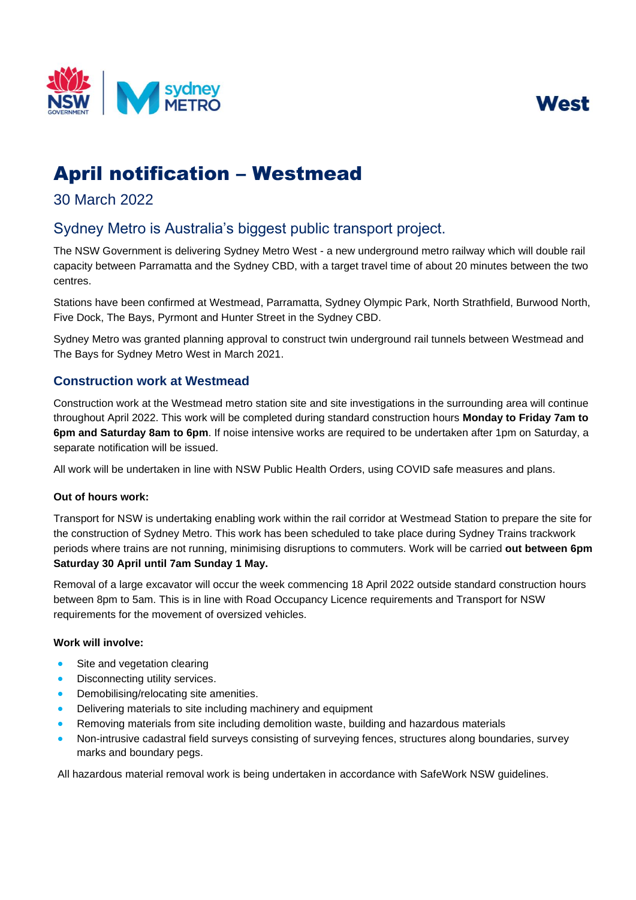West

# April notification – Westmead

30 March 2022

## Sydney Metro is Australia's biggest public transport project.

The NSW Government is delivering Sydney Metro West - a new underground metro railway which will double rail capacity between Parramatta and the Sydney CBD, with a target travel time of about 20 minutes between the two centres.

Stations have been confirmed at Westmead, Parramatta, Sydney Olympic Park, North Strathfield, Burwood North, Five Dock, The Bays, Pyrmont and Hunter Street in the Sydney CBD.

Sydney Metro was granted planning approval to construct twin underground rail tunnels between Westmead and The Bays for Sydney Metro West in March 2021.

### Construction work at Westmead

Construction work at the Westmead metro station site and site investigations in the surrounding area will continue throughout April 2022. This work will be completed during standard construction hours **Monday to Friday 7am to 6pm and Saturday 8am to 6pm**. If noise intensive works are required to be undertaken after 1pm on Saturday, a separate notification will be issued.

All work will be undertaken in line with NSW Public Health Orders, using COVID safe measures and plans.

**Out of hours work:**

Transport for NSW is undertaking enabling work within the rail corridor at Westmead Station to prepare the site for the construction of Sydney Metro. This work has been scheduled to take place during Sydney Trains trackwork periods where trains are not running, minimising disruptions to commuters. Work will be carried **out between 6pm Saturday 30 April until 7am Sunday 1 May.**

Removal of a large excavator will occur the week commencing 18 April 2022 outside standard construction hours between 8pm to 5am. This is in line with Road Occupancy Licence requirements and Transport for NSW requirements for the movement of oversized vehicles.

**Work will involve:**

- Site and vegetation clearing
- Disconnecting utility services.
- Demobilising/relocating site amenities.
- Delivering materials to site including machinery and equipment
- Removing materials from site including demolition waste, building and hazardous materials
- Non-intrusive cadastral field surveys consisting of surveying fences, structures along boundaries, survey marks and boundary pegs.

All hazardous material removal work is being undertaken in accordance with SafeWork NSW guidelines.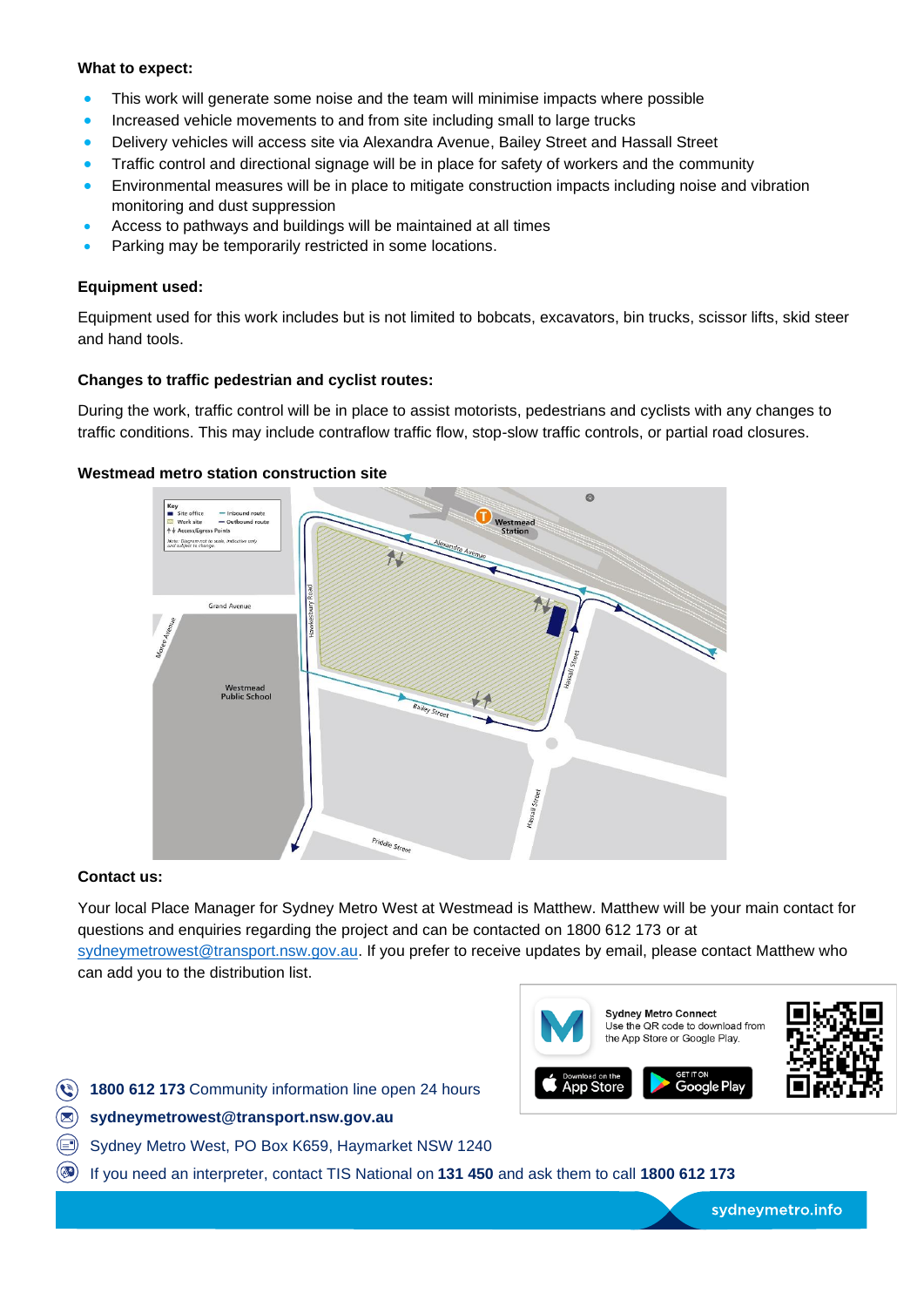**What to expect:**

- This work will generate some noise and the team will minimise impacts where possible
- Increased vehicle movements to and from site including small to large trucks
- Delivery vehicles will access site via Alexandra Avenue, Bailey Street and Hassall Street
- Traffic control and directional signage will be in place for safety of workers and the community
- Environmental measures will be in place to mitigate construction impacts including noise and vibration monitoring and dust suppression
- Access to pathways and buildings will be maintained at all times
- Parking may be temporarily restricted in some locations.

**Equipment used:**

Equipment used for this work includes but is not limited to bobcats, excavators, bin trucks, scissor lifts, skid steer and hand tools.

**Changes to traffic pedestrian and cyclist routes:**

During the work, traffic control will be in place to assist motorists, pedestrians and cyclists with any changes to traffic conditions. This may include contraflow traffic flow, stop-slow traffic controls, or partial road closures.

**Westmead metro station construction site**

Key
Site office
Work site
Access/Egress Points
Inbound route
Outbound route
Note: Diagram not to scale, indicative only and subject to change.

Westmead Station
Alexandra Avenue
Grand Avenue
Hawkesbury Road
Hassall Street
Bailey Street
Mons Avenue
Westmead Public School
Hassall Street
Briddle Street

**Contact us:**

Your local Place Manager for Sydney Metro West at Westmead is Matthew. Matthew will be your main contact for questions and enquiries regarding the project and can be contacted on 1800 612 173 or at sydneymetrowest@transport.nsw.gov.au. If you prefer to receive updates by email, please contact Matthew who can add you to the distribution list.

Sydney Metro Connect
Use the QR code to download from the App Store or Google Play.

**1800 612 173** Community information line open 24 hours

**sydneymetrowest@transport.nsw.gov.au**

Sydney Metro West, PO Box K659, Haymarket NSW 1240

If you need an interpreter, contact TIS National on **131 450** and ask them to call **1800 612 173**

sydneymetro.info